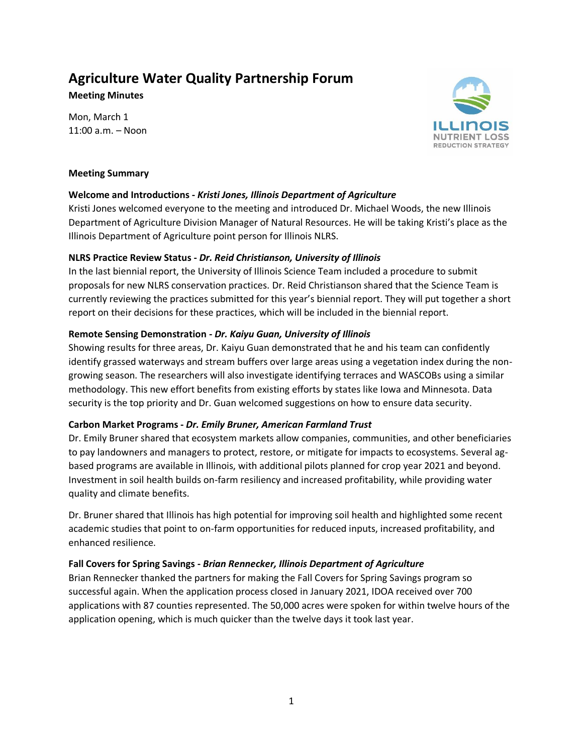# Agriculture Water Quality Partnership Forum

**Meeting Minutes**

Mon, March 1
11:00 a.m. – Noon

**Meeting Summary**

**Welcome and Introductions -** ***Kristi Jones, Illinois Department of Agriculture***
Kristi Jones welcomed everyone to the meeting and introduced Dr. Michael Woods, the new Illinois Department of Agriculture Division Manager of Natural Resources. He will be taking Kristi's place as the Illinois Department of Agriculture point person for Illinois NLRS.

**NLRS Practice Review Status -** ***Dr. Reid Christianson, University of Illinois***
In the last biennial report, the University of Illinois Science Team included a procedure to submit proposals for new NLRS conservation practices. Dr. Reid Christianson shared that the Science Team is currently reviewing the practices submitted for this year's biennial report. They will put together a short report on their decisions for these practices, which will be included in the biennial report.

**Remote Sensing Demonstration -** ***Dr. Kaiyu Guan, University of Illinois***
Showing results for three areas, Dr. Kaiyu Guan demonstrated that he and his team can confidently identify grassed waterways and stream buffers over large areas using a vegetation index during the non-growing season. The researchers will also investigate identifying terraces and WASCOBs using a similar methodology. This new effort benefits from existing efforts by states like Iowa and Minnesota. Data security is the top priority and Dr. Guan welcomed suggestions on how to ensure data security.

**Carbon Market Programs -** ***Dr. Emily Bruner, American Farmland Trust***
Dr. Emily Bruner shared that ecosystem markets allow companies, communities, and other beneficiaries to pay landowners and managers to protect, restore, or mitigate for impacts to ecosystems. Several ag-based programs are available in Illinois, with additional pilots planned for crop year 2021 and beyond. Investment in soil health builds on-farm resiliency and increased profitability, while providing water quality and climate benefits.

Dr. Bruner shared that Illinois has high potential for improving soil health and highlighted some recent academic studies that point to on-farm opportunities for reduced inputs, increased profitability, and enhanced resilience.

**Fall Covers for Spring Savings -** ***Brian Rennecker, Illinois Department of Agriculture***
Brian Rennecker thanked the partners for making the Fall Covers for Spring Savings program so successful again. When the application process closed in January 2021, IDOA received over 700 applications with 87 counties represented. The 50,000 acres were spoken for within twelve hours of the application opening, which is much quicker than the twelve days it took last year.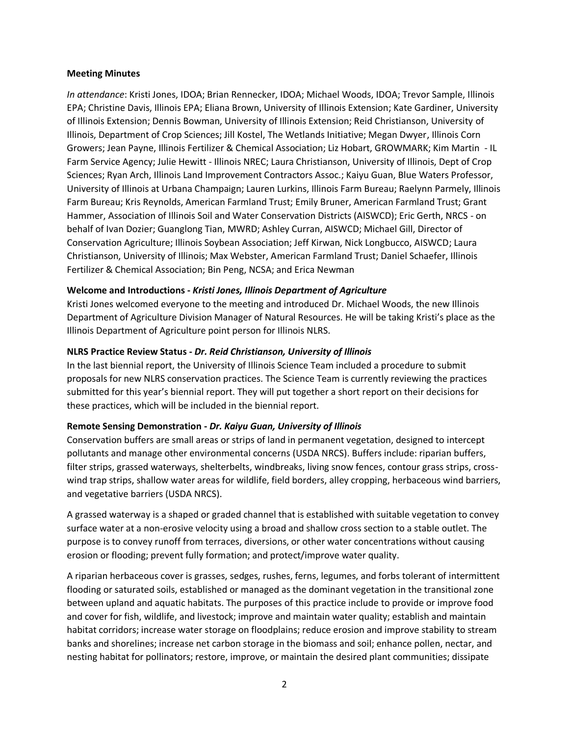**Meeting Minutes**

*In attendance*: Kristi Jones, IDOA; Brian Rennecker, IDOA; Michael Woods, IDOA; Trevor Sample, Illinois EPA; Christine Davis, Illinois EPA; Eliana Brown, University of Illinois Extension; Kate Gardiner, University of Illinois Extension; Dennis Bowman, University of Illinois Extension; Reid Christianson, University of Illinois, Department of Crop Sciences; Jill Kostel, The Wetlands Initiative; Megan Dwyer, Illinois Corn Growers; Jean Payne, Illinois Fertilizer & Chemical Association; Liz Hobart, GROWMARK; Kim Martin - IL Farm Service Agency; Julie Hewitt - Illinois NREC; Laura Christianson, University of Illinois, Dept of Crop Sciences; Ryan Arch, Illinois Land Improvement Contractors Assoc.; Kaiyu Guan, Blue Waters Professor, University of Illinois at Urbana Champaign; Lauren Lurkins, Illinois Farm Bureau; Raelynn Parmely, Illinois Farm Bureau; Kris Reynolds, American Farmland Trust; Emily Bruner, American Farmland Trust; Grant Hammer, Association of Illinois Soil and Water Conservation Districts (AISWCD); Eric Gerth, NRCS - on behalf of Ivan Dozier; Guanglong Tian, MWRD; Ashley Curran, AISWCD; Michael Gill, Director of Conservation Agriculture; Illinois Soybean Association; Jeff Kirwan, Nick Longbucco, AISWCD; Laura Christianson, University of Illinois; Max Webster, American Farmland Trust; Daniel Schaefer, Illinois Fertilizer & Chemical Association; Bin Peng, NCSA; and Erica Newman

**Welcome and Introductions -** ***Kristi Jones, Illinois Department of Agriculture***

Kristi Jones welcomed everyone to the meeting and introduced Dr. Michael Woods, the new Illinois Department of Agriculture Division Manager of Natural Resources. He will be taking Kristi's place as the Illinois Department of Agriculture point person for Illinois NLRS.

**NLRS Practice Review Status -** ***Dr. Reid Christianson, University of Illinois***

In the last biennial report, the University of Illinois Science Team included a procedure to submit proposals for new NLRS conservation practices. The Science Team is currently reviewing the practices submitted for this year's biennial report. They will put together a short report on their decisions for these practices, which will be included in the biennial report.

**Remote Sensing Demonstration -** ***Dr. Kaiyu Guan, University of Illinois***

Conservation buffers are small areas or strips of land in permanent vegetation, designed to intercept pollutants and manage other environmental concerns (USDA NRCS). Buffers include: riparian buffers, filter strips, grassed waterways, shelterbelts, windbreaks, living snow fences, contour grass strips, cross-wind trap strips, shallow water areas for wildlife, field borders, alley cropping, herbaceous wind barriers, and vegetative barriers (USDA NRCS).

A grassed waterway is a shaped or graded channel that is established with suitable vegetation to convey surface water at a non-erosive velocity using a broad and shallow cross section to a stable outlet. The purpose is to convey runoff from terraces, diversions, or other water concentrations without causing erosion or flooding; prevent fully formation; and protect/improve water quality.

A riparian herbaceous cover is grasses, sedges, rushes, ferns, legumes, and forbs tolerant of intermittent flooding or saturated soils, established or managed as the dominant vegetation in the transitional zone between upland and aquatic habitats. The purposes of this practice include to provide or improve food and cover for fish, wildlife, and livestock; improve and maintain water quality; establish and maintain habitat corridors; increase water storage on floodplains; reduce erosion and improve stability to stream banks and shorelines; increase net carbon storage in the biomass and soil; enhance pollen, nectar, and nesting habitat for pollinators; restore, improve, or maintain the desired plant communities; dissipate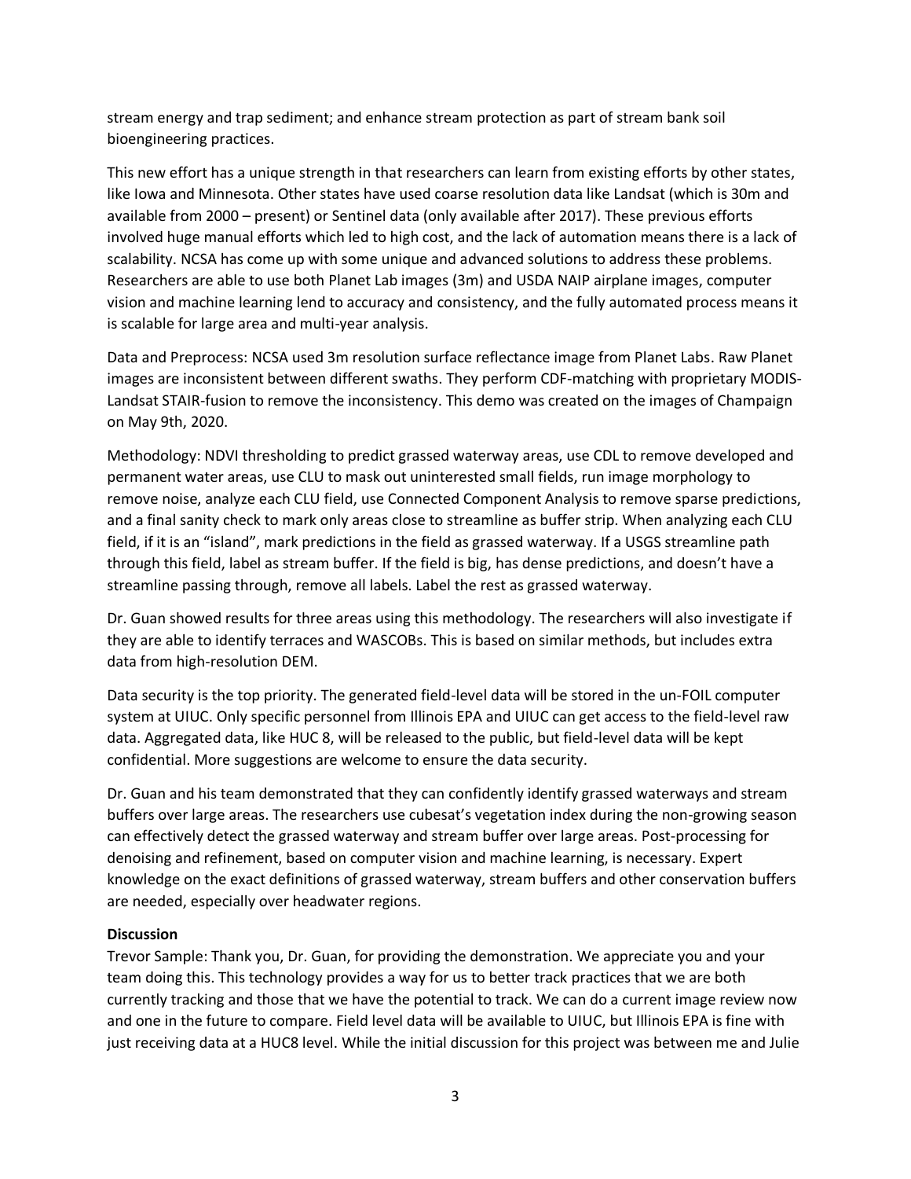stream energy and trap sediment; and enhance stream protection as part of stream bank soil bioengineering practices.

This new effort has a unique strength in that researchers can learn from existing efforts by other states, like Iowa and Minnesota. Other states have used coarse resolution data like Landsat (which is 30m and available from 2000 – present) or Sentinel data (only available after 2017). These previous efforts involved huge manual efforts which led to high cost, and the lack of automation means there is a lack of scalability. NCSA has come up with some unique and advanced solutions to address these problems. Researchers are able to use both Planet Lab images (3m) and USDA NAIP airplane images, computer vision and machine learning lend to accuracy and consistency, and the fully automated process means it is scalable for large area and multi-year analysis.

Data and Preprocess: NCSA used 3m resolution surface reflectance image from Planet Labs. Raw Planet images are inconsistent between different swaths. They perform CDF-matching with proprietary MODIS-Landsat STAIR-fusion to remove the inconsistency. This demo was created on the images of Champaign on May 9th, 2020.

Methodology: NDVI thresholding to predict grassed waterway areas, use CDL to remove developed and permanent water areas, use CLU to mask out uninterested small fields, run image morphology to remove noise, analyze each CLU field, use Connected Component Analysis to remove sparse predictions, and a final sanity check to mark only areas close to streamline as buffer strip. When analyzing each CLU field, if it is an "island", mark predictions in the field as grassed waterway. If a USGS streamline path through this field, label as stream buffer. If the field is big, has dense predictions, and doesn't have a streamline passing through, remove all labels. Label the rest as grassed waterway.

Dr. Guan showed results for three areas using this methodology. The researchers will also investigate if they are able to identify terraces and WASCOBs. This is based on similar methods, but includes extra data from high-resolution DEM.

Data security is the top priority. The generated field-level data will be stored in the un-FOIL computer system at UIUC. Only specific personnel from Illinois EPA and UIUC can get access to the field-level raw data. Aggregated data, like HUC 8, will be released to the public, but field-level data will be kept confidential. More suggestions are welcome to ensure the data security.

Dr. Guan and his team demonstrated that they can confidently identify grassed waterways and stream buffers over large areas. The researchers use cubesat's vegetation index during the non-growing season can effectively detect the grassed waterway and stream buffer over large areas. Post-processing for denoising and refinement, based on computer vision and machine learning, is necessary. Expert knowledge on the exact definitions of grassed waterway, stream buffers and other conservation buffers are needed, especially over headwater regions.

**Discussion**

Trevor Sample: Thank you, Dr. Guan, for providing the demonstration. We appreciate you and your team doing this. This technology provides a way for us to better track practices that we are both currently tracking and those that we have the potential to track. We can do a current image review now and one in the future to compare. Field level data will be available to UIUC, but Illinois EPA is fine with just receiving data at a HUC8 level. While the initial discussion for this project was between me and Julie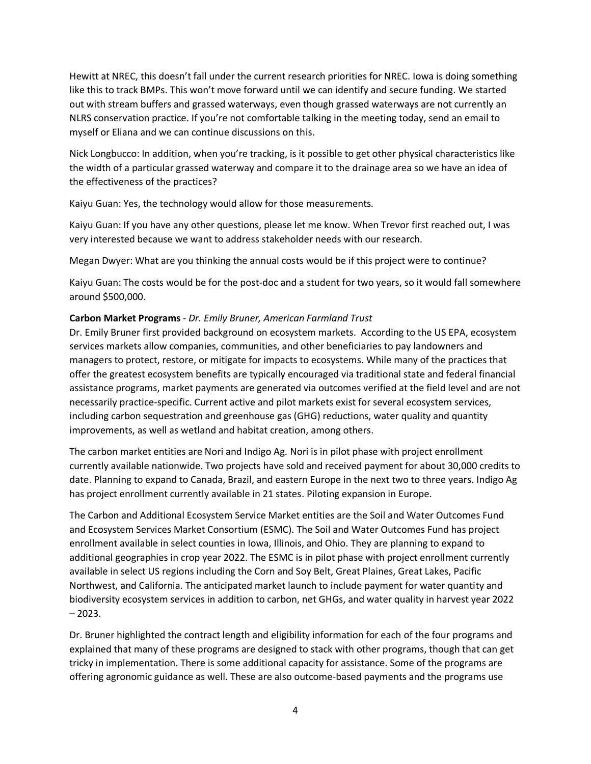Hewitt at NREC, this doesn't fall under the current research priorities for NREC. Iowa is doing something like this to track BMPs. This won't move forward until we can identify and secure funding. We started out with stream buffers and grassed waterways, even though grassed waterways are not currently an NLRS conservation practice. If you're not comfortable talking in the meeting today, send an email to myself or Eliana and we can continue discussions on this.

Nick Longbucco: In addition, when you're tracking, is it possible to get other physical characteristics like the width of a particular grassed waterway and compare it to the drainage area so we have an idea of the effectiveness of the practices?

Kaiyu Guan: Yes, the technology would allow for those measurements.

Kaiyu Guan: If you have any other questions, please let me know. When Trevor first reached out, I was very interested because we want to address stakeholder needs with our research.

Megan Dwyer: What are you thinking the annual costs would be if this project were to continue?

Kaiyu Guan: The costs would be for the post-doc and a student for two years, so it would fall somewhere around $500,000.

**Carbon Market Programs** - *Dr. Emily Bruner, American Farmland Trust*

Dr. Emily Bruner first provided background on ecosystem markets. According to the US EPA, ecosystem services markets allow companies, communities, and other beneficiaries to pay landowners and managers to protect, restore, or mitigate for impacts to ecosystems. While many of the practices that offer the greatest ecosystem benefits are typically encouraged via traditional state and federal financial assistance programs, market payments are generated via outcomes verified at the field level and are not necessarily practice-specific. Current active and pilot markets exist for several ecosystem services, including carbon sequestration and greenhouse gas (GHG) reductions, water quality and quantity improvements, as well as wetland and habitat creation, among others.

The carbon market entities are Nori and Indigo Ag. Nori is in pilot phase with project enrollment currently available nationwide. Two projects have sold and received payment for about 30,000 credits to date. Planning to expand to Canada, Brazil, and eastern Europe in the next two to three years. Indigo Ag has project enrollment currently available in 21 states. Piloting expansion in Europe.

The Carbon and Additional Ecosystem Service Market entities are the Soil and Water Outcomes Fund and Ecosystem Services Market Consortium (ESMC). The Soil and Water Outcomes Fund has project enrollment available in select counties in Iowa, Illinois, and Ohio. They are planning to expand to additional geographies in crop year 2022. The ESMC is in pilot phase with project enrollment currently available in select US regions including the Corn and Soy Belt, Great Plaines, Great Lakes, Pacific Northwest, and California. The anticipated market launch to include payment for water quantity and biodiversity ecosystem services in addition to carbon, net GHGs, and water quality in harvest year 2022 – 2023.

Dr. Bruner highlighted the contract length and eligibility information for each of the four programs and explained that many of these programs are designed to stack with other programs, though that can get tricky in implementation. There is some additional capacity for assistance. Some of the programs are offering agronomic guidance as well. These are also outcome-based payments and the programs use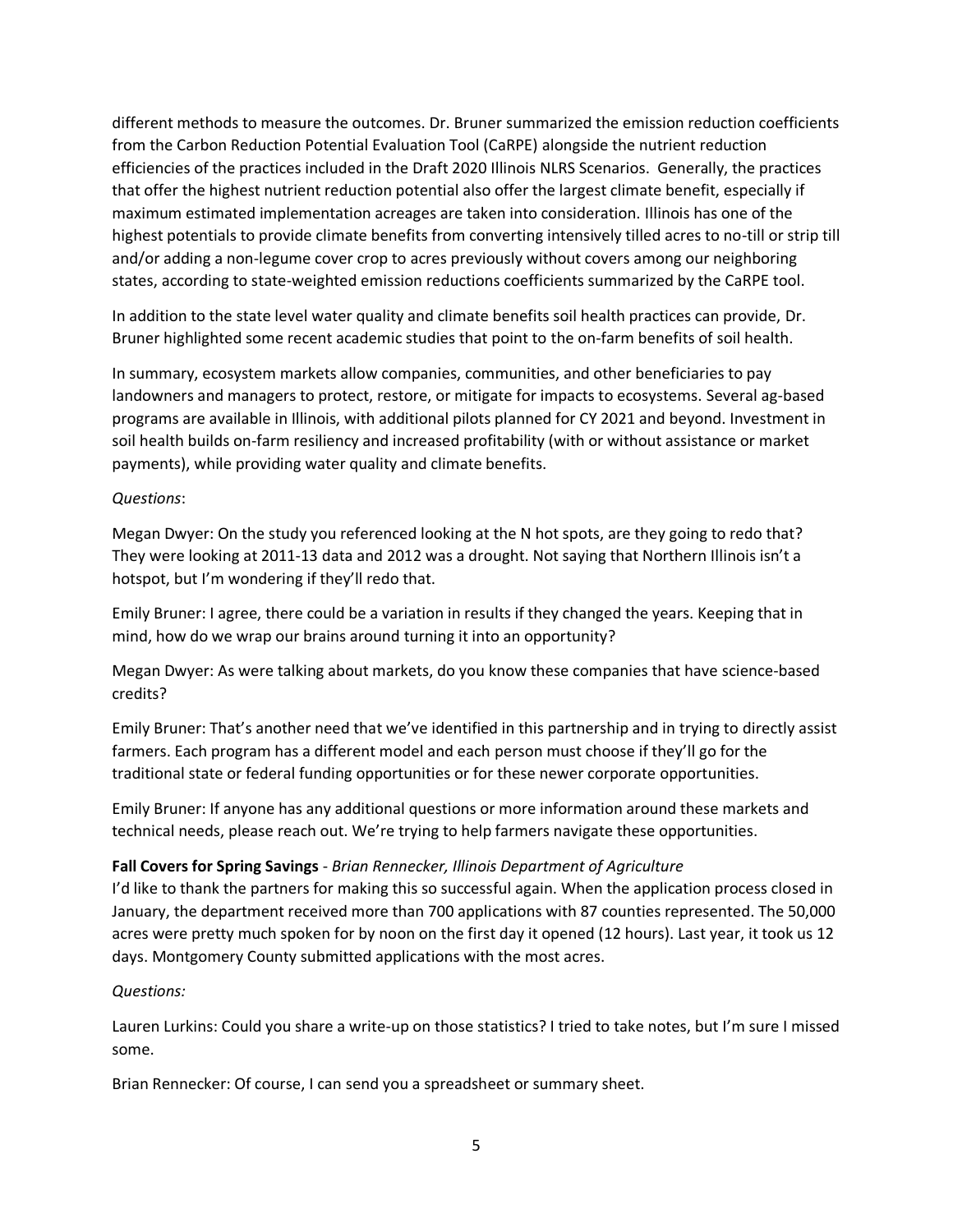different methods to measure the outcomes. Dr. Bruner summarized the emission reduction coefficients from the Carbon Reduction Potential Evaluation Tool (CaRPE) alongside the nutrient reduction efficiencies of the practices included in the Draft 2020 Illinois NLRS Scenarios. Generally, the practices that offer the highest nutrient reduction potential also offer the largest climate benefit, especially if maximum estimated implementation acreages are taken into consideration. Illinois has one of the highest potentials to provide climate benefits from converting intensively tilled acres to no-till or strip till and/or adding a non-legume cover crop to acres previously without covers among our neighboring states, according to state-weighted emission reductions coefficients summarized by the CaRPE tool.

In addition to the state level water quality and climate benefits soil health practices can provide, Dr. Bruner highlighted some recent academic studies that point to the on-farm benefits of soil health.

In summary, ecosystem markets allow companies, communities, and other beneficiaries to pay landowners and managers to protect, restore, or mitigate for impacts to ecosystems. Several ag-based programs are available in Illinois, with additional pilots planned for CY 2021 and beyond. Investment in soil health builds on-farm resiliency and increased profitability (with or without assistance or market payments), while providing water quality and climate benefits.

*Questions*:

Megan Dwyer: On the study you referenced looking at the N hot spots, are they going to redo that? They were looking at 2011-13 data and 2012 was a drought. Not saying that Northern Illinois isn't a hotspot, but I'm wondering if they'll redo that.

Emily Bruner: I agree, there could be a variation in results if they changed the years. Keeping that in mind, how do we wrap our brains around turning it into an opportunity?

Megan Dwyer: As were talking about markets, do you know these companies that have science-based credits?

Emily Bruner: That's another need that we've identified in this partnership and in trying to directly assist farmers. Each program has a different model and each person must choose if they'll go for the traditional state or federal funding opportunities or for these newer corporate opportunities.

Emily Bruner: If anyone has any additional questions or more information around these markets and technical needs, please reach out. We're trying to help farmers navigate these opportunities.

**Fall Covers for Spring Savings** - *Brian Rennecker, Illinois Department of Agriculture*

I'd like to thank the partners for making this so successful again. When the application process closed in January, the department received more than 700 applications with 87 counties represented. The 50,000 acres were pretty much spoken for by noon on the first day it opened (12 hours). Last year, it took us 12 days. Montgomery County submitted applications with the most acres.

*Questions:*

Lauren Lurkins: Could you share a write-up on those statistics? I tried to take notes, but I'm sure I missed some.

Brian Rennecker: Of course, I can send you a spreadsheet or summary sheet.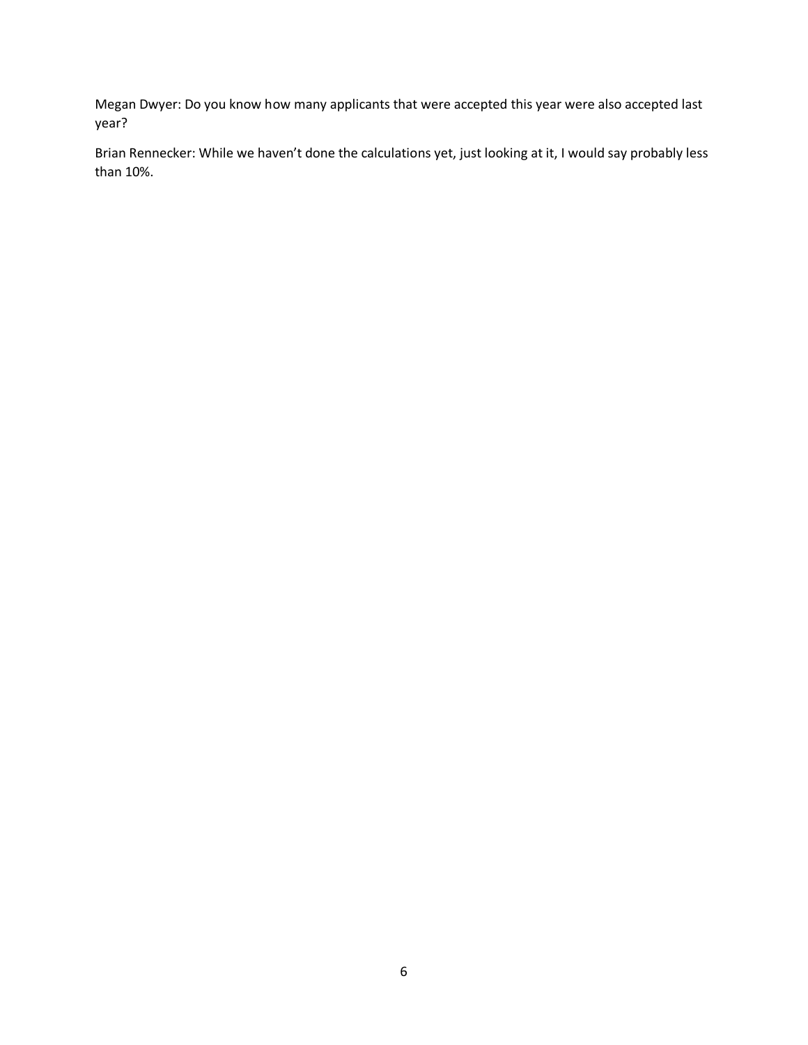Megan Dwyer: Do you know how many applicants that were accepted this year were also accepted last year?

Brian Rennecker: While we haven't done the calculations yet, just looking at it, I would say probably less than 10%.